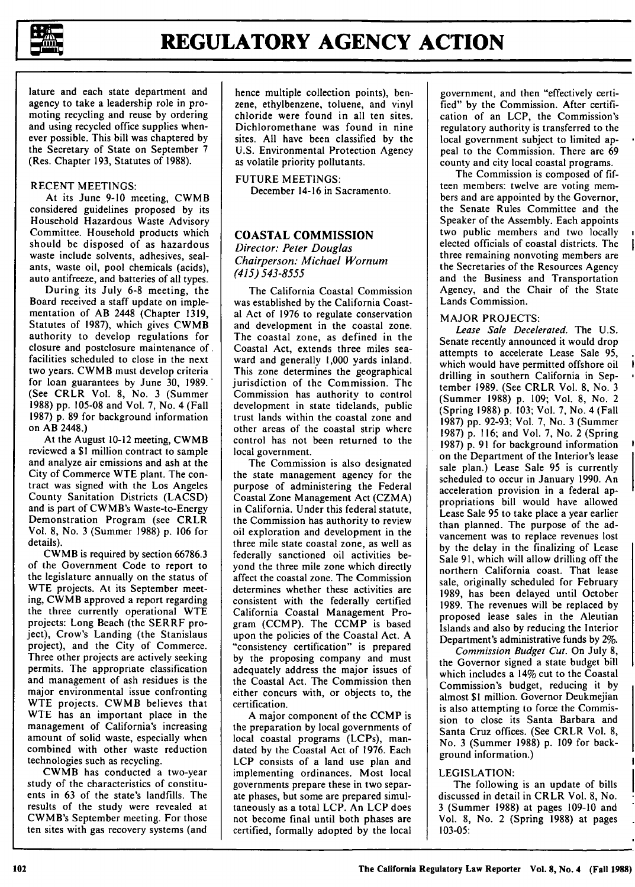lature and each state department and agency to take a leadership role in promoting recycling and reuse by ordering and using recycled office supplies whenever possible. This bill was chaptered by the Secretary of State on September 7 (Res. Chapter 193, Statutes of 1988).

RECENT MEETINGS:

At its June 9-10 meeting, CWMB considered guidelines proposed by its Household Hazardous Waste Advisory Committee. Household products which should be disposed of as hazardous waste include solvents, adhesives, sealants, waste oil, pool chemicals (acids), auto antifreeze, and batteries of all types.

During its July 6-8 meeting, the Board received a staff update on implementation of AB 2448 (Chapter 1319, Statutes of 1987), which gives CWMB authority to develop regulations for closure and postclosure maintenance of facilities scheduled to close in the next two years. CWMB must develop criteria for loan guarantees by June 30, 1989. (See CRLR Vol. 8, No. 3 (Summer 1988) pp. 105-08 and Vol. 7, No. 4 (Fall 1987) p. 89 for background information on AB 2448.)

At the August 10-12 meeting, CWMB reviewed a $1 million contract to sample and analyze air emissions and ash at the City of Commerce WTE plant. The contract was signed with the Los Angeles County Sanitation Districts (LACSD) and is part of CWMB's Waste-to-Energy Demonstration Program (see CRLR Vol. 8, No. 3 (Summer 1988) p. 106 for details).

CWMB is required by section 66786.3 of the Government Code to report to the legislature annually on the status of WTE projects. At its September meeting, CWMB approved a report regarding the three currently operational WTE projects: Long Beach (the SERRF project), Crow's Landing (the Stanislaus project), and the City of Commerce. Three other projects are actively seeking permits. The appropriate classification and management of ash residues is the major environmental issue confronting WTE projects. CWMB believes that WTE has an important place in the management of California's increasing amount of solid waste, especially when combined with other waste reduction technologies such as recycling.

CWMB has conducted a two-year study of the characteristics of constituents in 63 of the state's landfills. The results of the study were revealed at CWMB's September meeting. For those ten sites with gas recovery systems (and hence multiple collection points), benzene, ethylbenzene, toluene, and vinyl chloride were found in all ten sites. Dichloromethane was found in nine sites. All have been classified by the U.S. Environmental Protection Agency as volatile priority pollutants.

FUTURE MEETINGS:

December 14-16 in Sacramento.

## COASTAL COMMISSION

*Director: Peter Douglas*
*Chairperson: Michael Wornum*
*(415) 543-8555*

The California Coastal Commission was established by the California Coastal Act of 1976 to regulate conservation and development in the coastal zone. The coastal zone, as defined in the Coastal Act, extends three miles seaward and generally 1,000 yards inland. This zone determines the geographical jurisdiction of the Commission. The Commission has authority to control development in state tidelands, public trust lands within the coastal zone and other areas of the coastal strip where control has not been returned to the local government.

The Commission is also designated the state management agency for the purpose of administering the Federal Coastal Zone Management Act (CZMA) in California. Under this federal statute, the Commission has authority to review oil exploration and development in the three mile state coastal zone, as well as federally sanctioned oil activities beyond the three mile zone which directly affect the coastal zone. The Commission determines whether these activities are consistent with the federally certified California Coastal Management Program (CCMP). The CCMP is based upon the policies of the Coastal Act. A "consistency certification" is prepared by the proposing company and must adequately address the major issues of the Coastal Act. The Commission then either concurs with, or objects to, the certification.

A major component of the CCMP is the preparation by local governments of local coastal programs (LCPs), mandated by the Coastal Act of 1976. Each LCP consists of a land use plan and implementing ordinances. Most local governments prepare these in two separate phases, but some are prepared simultaneously as a total LCP. An LCP does not become final until both phases are certified, formally adopted by the local government, and then "effectively certified" by the Commission. After certification of an LCP, the Commission's regulatory authority is transferred to the local government subject to limited appeal to the Commission. There are 69 county and city local coastal programs.

The Commission is composed of fifteen members: twelve are voting members and are appointed by the Governor, the Senate Rules Committee and the Speaker of the Assembly. Each appoints two public members and two locally elected officials of coastal districts. The three remaining nonvoting members are the Secretaries of the Resources Agency and the Business and Transportation Agency, and the Chair of the State Lands Commission.

MAJOR PROJECTS:

*Lease Sale Decelerated.* The U.S. Senate recently announced it would drop attempts to accelerate Lease Sale 95, which would have permitted offshore oil drilling in southern California in September 1989. (See CRLR Vol. 8, No. 3 (Summer 1988) p. 109; Vol. 8, No. 2 (Spring 1988) p. 103; Vol. 7, No. 4 (Fall 1987) pp. 92-93; Vol. 7, No. 3 (Summer 1987) p. 116; and Vol. 7, No. 2 (Spring 1987) p. 91 for background information on the Department of the Interior's lease sale plan.) Lease Sale 95 is currently scheduled to occur in January 1990. An acceleration provision in a federal appropriations bill would have allowed Lease Sale 95 to take place a year earlier than planned. The purpose of the advancement was to replace revenues lost by the delay in the finalizing of Lease Sale 91, which will allow drilling off the northern California coast. That lease sale, originally scheduled for February 1989, has been delayed until October 1989. The revenues will be replaced by proposed lease sales in the Aleutian Islands and also by reducing the Interior Department's administrative funds by 2%.

*Commission Budget Cut.* On July 8, the Governor signed a state budget bill which includes a 14% cut to the Coastal Commission's budget, reducing it by almost $1 million. Governor Deukmejian is also attempting to force the Commission to close its Santa Barbara and Santa Cruz offices. (See CRLR Vol. 8, No. 3 (Summer 1988) p. 109 for background information.)

LEGISLATION:

The following is an update of bills discussed in detail in CRLR Vol. 8, No. 3 (Summer 1988) at pages 109-10 and Vol. 8, No. 2 (Spring 1988) at pages 103-05: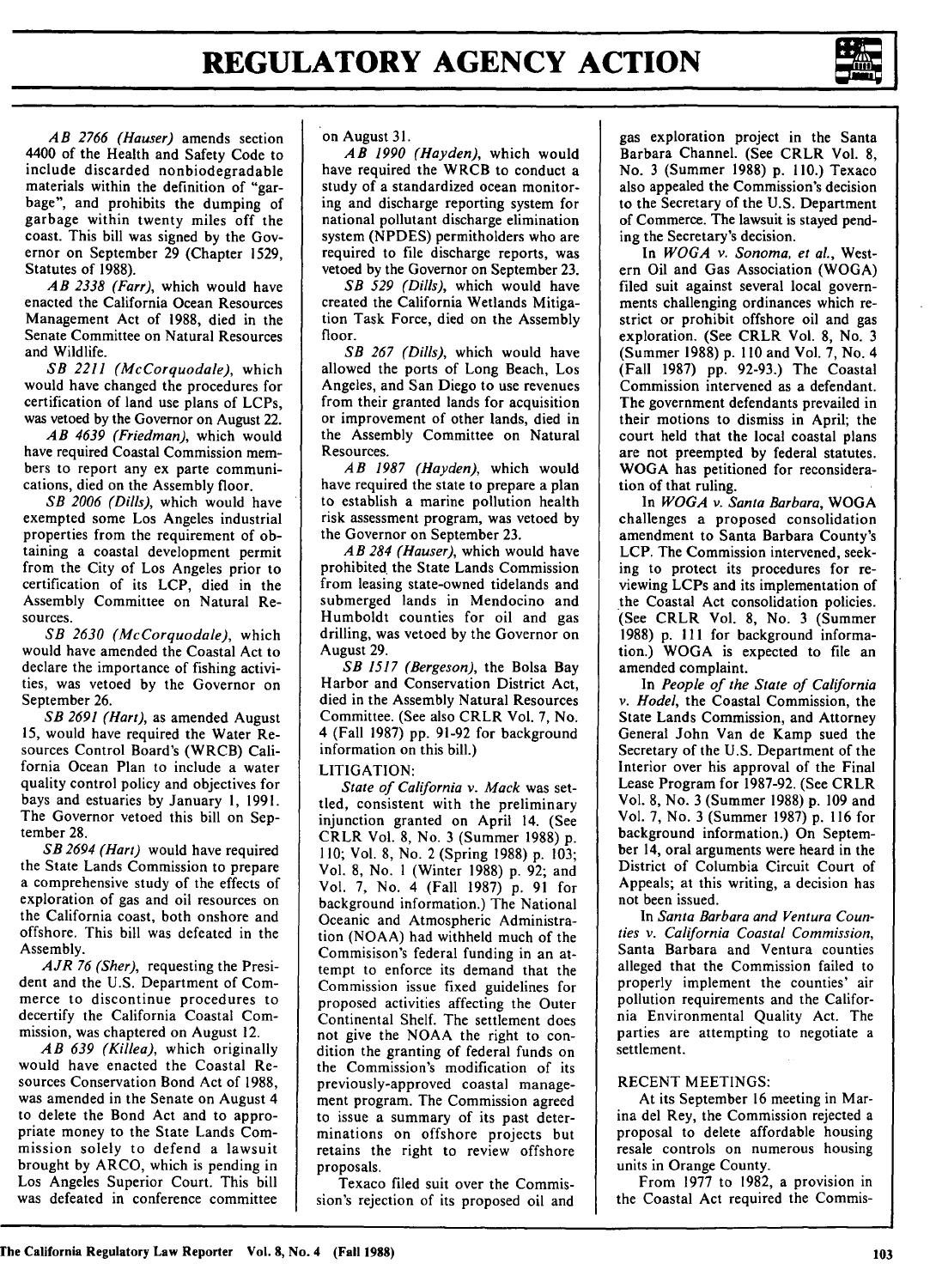*AB 2766 (Hauser)* amends section 4400 of the Health and Safety Code to include discarded nonbiodegradable materials within the definition of "garbage", and prohibits the dumping of garbage within twenty miles off the coast. This bill was signed by the Governor on September 29 (Chapter 1529, Statutes of 1988).

*AB 2338 (Farr),* which would have enacted the California Ocean Resources Management Act of 1988, died in the Senate Committee on Natural Resources and Wildlife.

*SB 2211 (McCorquodale),* which would have changed the procedures for certification of land use plans of LCPs, was vetoed by the Governor on August 22.

*AB 4639 (Friedman),* which would have required Coastal Commission members to report any ex parte communications, died on the Assembly floor.

*SB 2006 (Dills),* which would have exempted some Los Angeles industrial properties from the requirement of obtaining a coastal development permit from the City of Los Angeles prior to certification of its LCP, died in the Assembly Committee on Natural Resources.

*SB 2630 (McCorquodale),* which would have amended the Coastal Act to declare the importance of fishing activities, was vetoed by the Governor on September 26.

*SB 2691 (Hart),* as amended August 15, would have required the Water Resources Control Board's (WRCB) California Ocean Plan to include a water quality control policy and objectives for bays and estuaries by January 1, 1991. The Governor vetoed this bill on September 28.

*SB 2694 (Hart)* would have required the State Lands Commission to prepare a comprehensive study of the effects of exploration of gas and oil resources on the California coast, both onshore and offshore. This bill was defeated in the Assembly.

*AJR 76 (Sher),* requesting the President and the U.S. Department of Commerce to discontinue procedures to decertify the California Coastal Commission, was chaptered on August 12.

*AB 639 (Killea),* which originally would have enacted the Coastal Resources Conservation Bond Act of 1988, was amended in the Senate on August 4 to delete the Bond Act and to appropriate money to the State Lands Commission solely to defend a lawsuit brought by ARCO, which is pending in Los Angeles Superior Court. This bill was defeated in conference committee on August 31.

*AB 1990 (Hayden),* which would have required the WRCB to conduct a study of a standardized ocean monitoring and discharge reporting system for national pollutant discharge elimination system (NPDES) permitholders who are required to file discharge reports, was vetoed by the Governor on September 23.

*SB 529 (Dills),* which would have created the California Wetlands Mitigation Task Force, died on the Assembly floor.

*SB 267 (Dills),* which would have allowed the ports of Long Beach, Los Angeles, and San Diego to use revenues from their granted lands for acquisition or improvement of other lands, died in the Assembly Committee on Natural Resources.

*AB 1987 (Hayden),* which would have required the state to prepare a plan to establish a marine pollution health risk assessment program, was vetoed by the Governor on September 23.

*AB 284 (Hauser),* which would have prohibited the State Lands Commission from leasing state-owned tidelands and submerged lands in Mendocino and Humboldt counties for oil and gas drilling, was vetoed by the Governor on August 29.

*SB 1517 (Bergeson),* the Bolsa Bay Harbor and Conservation District Act, died in the Assembly Natural Resources Committee. (See also CRLR Vol. 7, No. 4 (Fall 1987) pp. 91-92 for background information on this bill.)

LITIGATION:

*State of California v. Mack* was settled, consistent with the preliminary injunction granted on April 14. (See CRLR Vol. 8, No. 3 (Summer 1988) p. 110; Vol. 8, No. 2 (Spring 1988) p. 103; Vol. 8, No. 1 (Winter 1988) p. 92; and Vol. 7, No. 4 (Fall 1987) p. 91 for background information.) The National Oceanic and Atmospheric Administration (NOAA) had withheld much of the Commisison's federal funding in an attempt to enforce its demand that the Commission issue fixed guidelines for proposed activities affecting the Outer Continental Shelf. The settlement does not give the NOAA the right to condition the granting of federal funds on the Commission's modification of its previously-approved coastal management program. The Commission agreed to issue a summary of its past determinations on offshore projects but retains the right to review offshore proposals.

Texaco filed suit over the Commission's rejection of its proposed oil and gas exploration project in the Santa Barbara Channel. (See CRLR Vol. 8, No. 3 (Summer 1988) p. 110.) Texaco also appealed the Commission's decision to the Secretary of the U.S. Department of Commerce. The lawsuit is stayed pending the Secretary's decision.

In *WOGA v. Sonoma, et al.,* Western Oil and Gas Association (WOGA) filed suit against several local governments challenging ordinances which restrict or prohibit offshore oil and gas exploration. (See CRLR Vol. 8, No. 3 (Summer 1988) p. 110 and Vol. 7, No. 4 (Fall 1987) pp. 92-93.) The Coastal Commission intervened as a defendant. The government defendants prevailed in their motions to dismiss in April; the court held that the local coastal plans are not preempted by federal statutes. WOGA has petitioned for reconsideration of that ruling.

In *WOGA v. Santa Barbara,* WOGA challenges a proposed consolidation amendment to Santa Barbara County's LCP. The Commission intervened, seeking to protect its procedures for reviewing LCPs and its implementation of the Coastal Act consolidation policies. (See CRLR Vol. 8, No. 3 (Summer 1988) p. 111 for background information.) WOGA is expected to file an amended complaint.

In *People of the State of California v. Hodel,* the Coastal Commission, the State Lands Commission, and Attorney General John Van de Kamp sued the Secretary of the U.S. Department of the Interior over his approval of the Final Lease Program for 1987-92. (See CRLR Vol. 8, No. 3 (Summer 1988) p. 109 and Vol. 7, No. 3 (Summer 1987) p. 116 for background information.) On September 14, oral arguments were heard in the District of Columbia Circuit Court of Appeals; at this writing, a decision has not been issued.

In *Santa Barbara and Ventura Counties v. California Coastal Commission,* Santa Barbara and Ventura counties alleged that the Commission failed to properly implement the counties' air pollution requirements and the California Environmental Quality Act. The parties are attempting to negotiate a settlement.

RECENT MEETINGS:

At its September 16 meeting in Marina del Rey, the Commission rejected a proposal to delete affordable housing resale controls on numerous housing units in Orange County.

From 1977 to 1982, a provision in the Coastal Act required the Commis-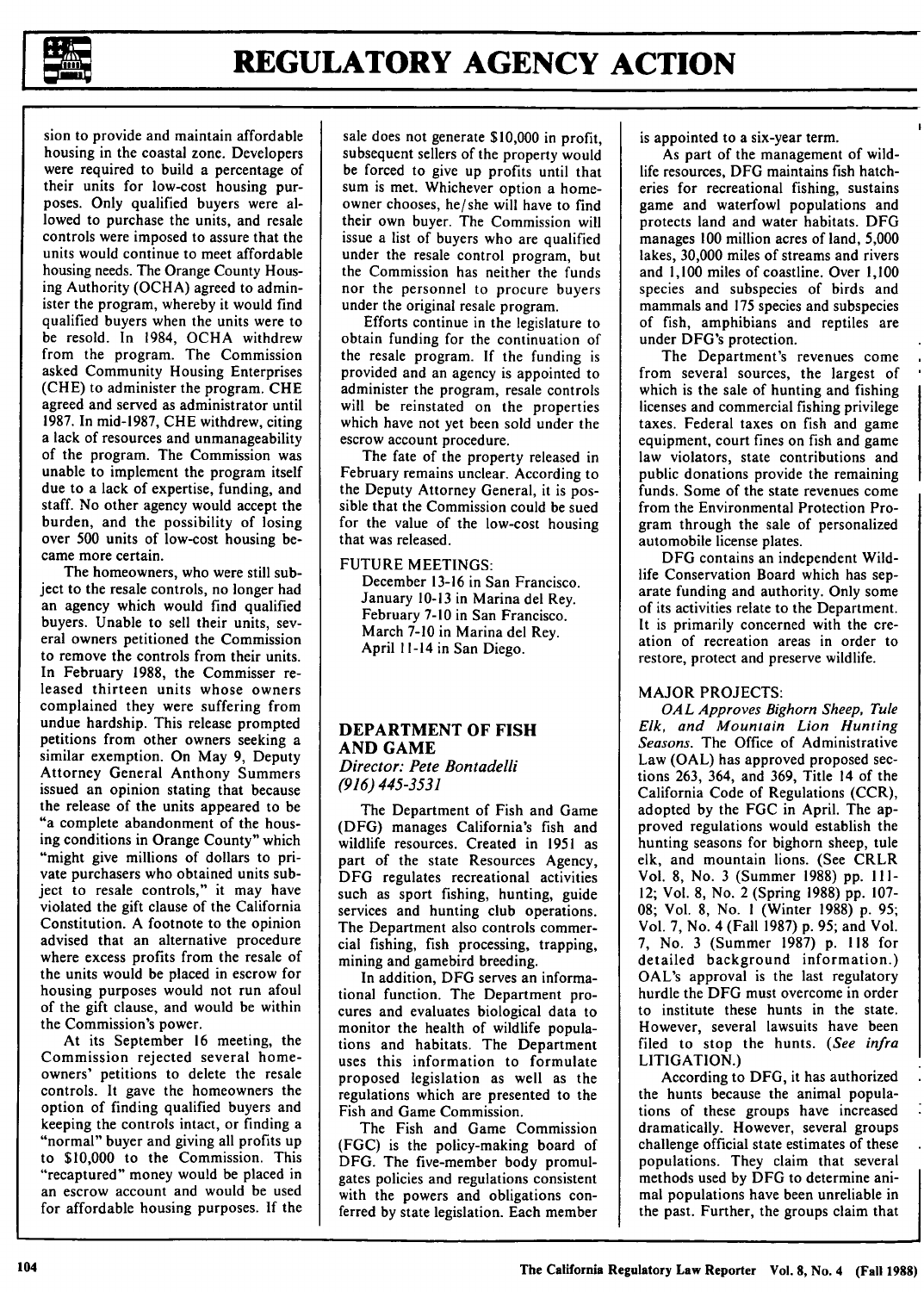sion to provide and maintain affordable housing in the coastal zone. Developers were required to build a percentage of their units for low-cost housing purposes. Only qualified buyers were allowed to purchase the units, and resale controls were imposed to assure that the units would continue to meet affordable housing needs. The Orange County Housing Authority (OCHA) agreed to administer the program, whereby it would find qualified buyers when the units were to be resold. In 1984, OCHA withdrew from the program. The Commission asked Community Housing Enterprises (CHE) to administer the program. CHE agreed and served as administrator until 1987. In mid-1987, CHE withdrew, citing a lack of resources and unmanageability of the program. The Commission was unable to implement the program itself due to a lack of expertise, funding, and staff. No other agency would accept the burden, and the possibility of losing over 500 units of low-cost housing became more certain.

The homeowners, who were still subject to the resale controls, no longer had an agency which would find qualified buyers. Unable to sell their units, several owners petitioned the Commission to remove the controls from their units. In February 1988, the Commisser released thirteen units whose owners complained they were suffering from undue hardship. This release prompted petitions from other owners seeking a similar exemption. On May 9, Deputy Attorney General Anthony Summers issued an opinion stating that because the release of the units appeared to be "a complete abandonment of the housing conditions in Orange County" which "might give millions of dollars to private purchasers who obtained units subject to resale controls," it may have violated the gift clause of the California Constitution. A footnote to the opinion advised that an alternative procedure where excess profits from the resale of the units would be placed in escrow for housing purposes would not run afoul of the gift clause, and would be within the Commission's power.

At its September 16 meeting, the Commission rejected several homeowners' petitions to delete the resale controls. It gave the homeowners the option of finding qualified buyers and keeping the controls intact, or finding a "normal" buyer and giving all profits up to $10,000 to the Commission. This "recaptured" money would be placed in an escrow account and would be used for affordable housing purposes. If the sale does not generate $10,000 in profit, subsequent sellers of the property would be forced to give up profits until that sum is met. Whichever option a homeowner chooses, he/she will have to find their own buyer. The Commission will issue a list of buyers who are qualified under the resale control program, but the Commission has neither the funds nor the personnel to procure buyers under the original resale program.

Efforts continue in the legislature to obtain funding for the continuation of the resale program. If the funding is provided and an agency is appointed to administer the program, resale controls will be reinstated on the properties which have not yet been sold under the escrow account procedure.

The fate of the property released in February remains unclear. According to the Deputy Attorney General, it is possible that the Commission could be sued for the value of the low-cost housing that was released.

FUTURE MEETINGS:

December 13-16 in San Francisco.
January 10-13 in Marina del Rey.
February 7-10 in San Francisco.
March 7-10 in Marina del Rey.
April 11-14 in San Diego.

## DEPARTMENT OF FISH AND GAME

*Director: Pete Bontadelli*
*(916) 445-3531*

The Department of Fish and Game (DFG) manages California's fish and wildlife resources. Created in 1951 as part of the state Resources Agency, DFG regulates recreational activities such as sport fishing, hunting, guide services and hunting club operations. The Department also controls commercial fishing, fish processing, trapping, mining and gamebird breeding.

In addition, DFG serves an informational function. The Department procures and evaluates biological data to monitor the health of wildlife populations and habitats. The Department uses this information to formulate proposed legislation as well as the regulations which are presented to the Fish and Game Commission.

The Fish and Game Commission (FGC) is the policy-making board of DFG. The five-member body promulgates policies and regulations consistent with the powers and obligations conferred by state legislation. Each member is appointed to a six-year term.

As part of the management of wildlife resources, DFG maintains fish hatcheries for recreational fishing, sustains game and waterfowl populations and protects land and water habitats. DFG manages 100 million acres of land, 5,000 lakes, 30,000 miles of streams and rivers and 1,100 miles of coastline. Over 1,100 species and subspecies of birds and mammals and 175 species and subspecies of fish, amphibians and reptiles are under DFG's protection.

The Department's revenues come from several sources, the largest of which is the sale of hunting and fishing licenses and commercial fishing privilege taxes. Federal taxes on fish and game equipment, court fines on fish and game law violators, state contributions and public donations provide the remaining funds. Some of the state revenues come from the Environmental Protection Program through the sale of personalized automobile license plates.

DFG contains an independent Wildlife Conservation Board which has separate funding and authority. Only some of its activities relate to the Department. It is primarily concerned with the creation of recreation areas in order to restore, protect and preserve wildlife.

MAJOR PROJECTS:

*OAL Approves Bighorn Sheep, Tule Elk, and Mountain Lion Hunting Seasons.* The Office of Administrative Law (OAL) has approved proposed sections 263, 364, and 369, Title 14 of the California Code of Regulations (CCR), adopted by the FGC in April. The approved regulations would establish the hunting seasons for bighorn sheep, tule elk, and mountain lions. (See CRLR Vol. 8, No. 3 (Summer 1988) pp. 111-12; Vol. 8, No. 2 (Spring 1988) pp. 107-08; Vol. 8, No. 1 (Winter 1988) p. 95; Vol. 7, No. 4 (Fall 1987) p. 95; and Vol. 7, No. 3 (Summer 1987) p. 118 for detailed background information.) OAL's approval is the last regulatory hurdle the DFG must overcome in order to institute these hunts in the state. However, several lawsuits have been filed to stop the hunts. (*See infra* LITIGATION.)

According to DFG, it has authorized the hunts because the animal populations of these groups have increased dramatically. However, several groups challenge official state estimates of these populations. They claim that several methods used by DFG to determine animal populations have been unreliable in the past. Further, the groups claim that